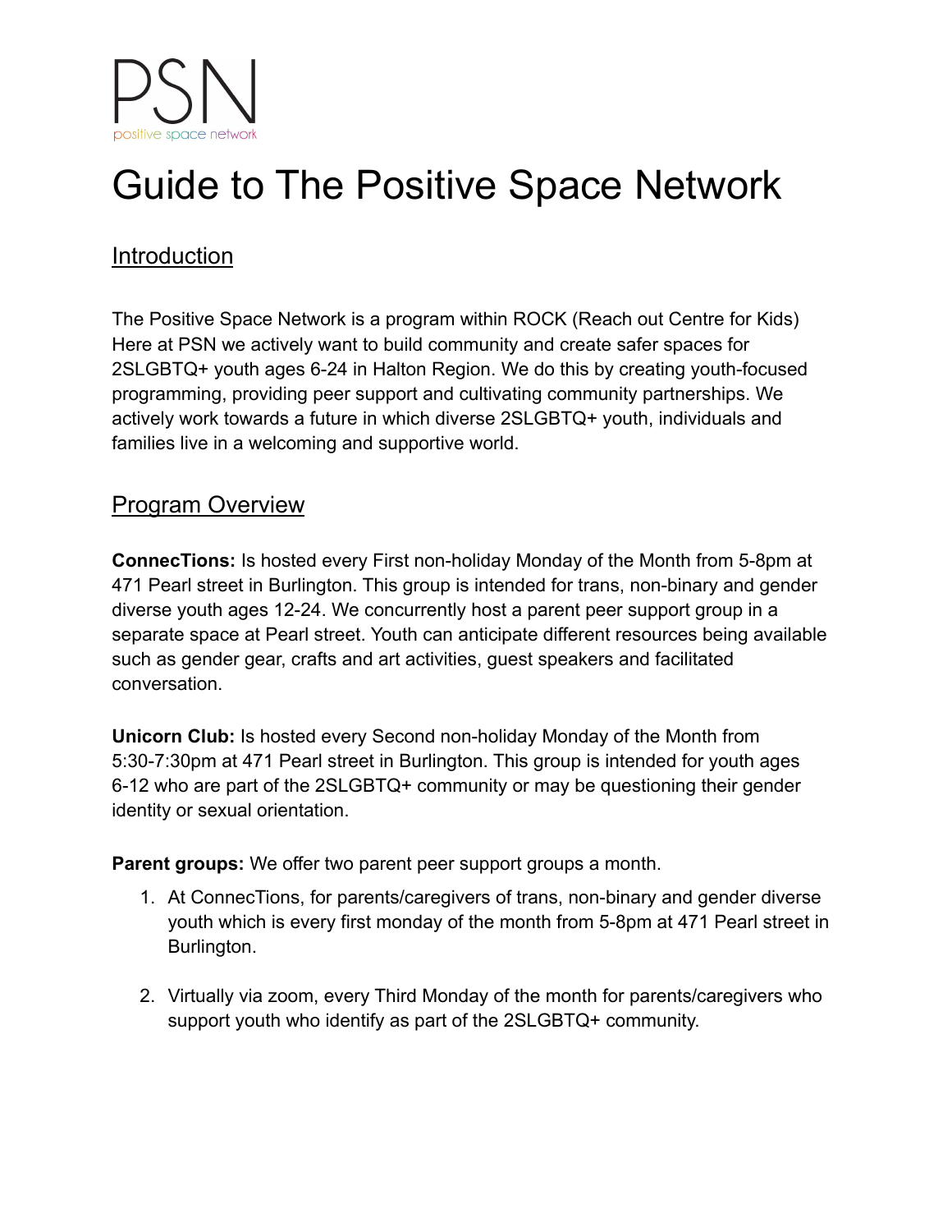PSN

positive space network

# Guide to The Positive Space Network

## Introduction

The Positive Space Network is a program within ROCK (Reach out Centre for Kids) Here at PSN we actively want to build community and create safer spaces for 2SLGBTQ+ youth ages 6-24 in Halton Region. We do this by creating youth-focused programming, providing peer support and cultivating community partnerships. We actively work towards a future in which diverse 2SLGBTQ+ youth, individuals and families live in a welcoming and supportive world.

## Program Overview

**ConnecTions:** Is hosted every First non-holiday Monday of the Month from 5-8pm at 471 Pearl street in Burlington. This group is intended for trans, non-binary and gender diverse youth ages 12-24. We concurrently host a parent peer support group in a separate space at Pearl street. Youth can anticipate different resources being available such as gender gear, crafts and art activities, guest speakers and facilitated conversation.

**Unicorn Club:** Is hosted every Second non-holiday Monday of the Month from 5:30-7:30pm at 471 Pearl street in Burlington. This group is intended for youth ages 6-12 who are part of the 2SLGBTQ+ community or may be questioning their gender identity or sexual orientation.

**Parent groups:** We offer two parent peer support groups a month.

1. At ConnecTions, for parents/caregivers of trans, non-binary and gender diverse youth which is every first monday of the month from 5-8pm at 471 Pearl street in Burlington.

2. Virtually via zoom, every Third Monday of the month for parents/caregivers who support youth who identify as part of the 2SLGBTQ+ community.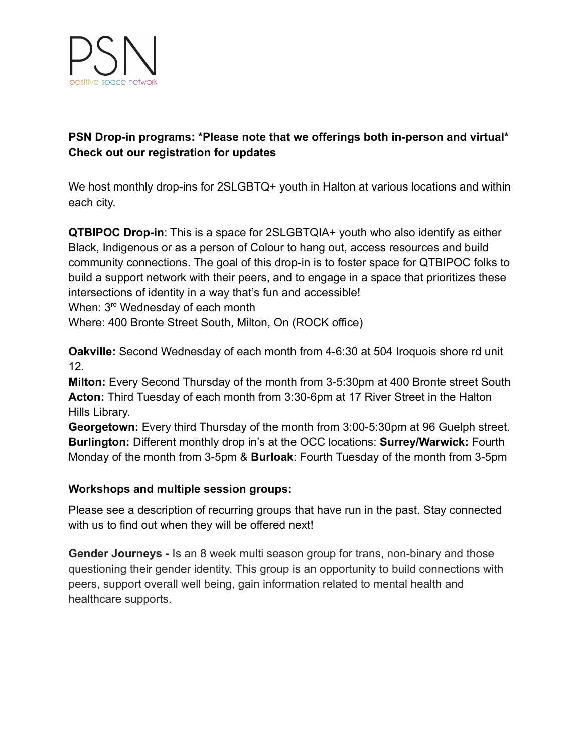PSN
positive space network

**PSN Drop-in programs: *Please note that we offerings both in-person and virtual* Check out our registration for updates**

We host monthly drop-ins for 2SLGBTQ+ youth in Halton at various locations and within each city.

**QTBIPOC Drop-in**: This is a space for 2SLGBTQIA+ youth who also identify as either Black, Indigenous or as a person of Colour to hang out, access resources and build community connections. The goal of this drop-in is to foster space for QTBIPOC folks to build a support network with their peers, and to engage in a space that prioritizes these intersections of identity in a way that's fun and accessible!
When: 3rd Wednesday of each month
Where: 400 Bronte Street South, Milton, On (ROCK office)

**Oakville:** Second Wednesday of each month from 4-6:30 at 504 Iroquois shore rd unit 12.
**Milton:** Every Second Thursday of the month from 3-5:30pm at 400 Bronte street South
**Acton:** Third Tuesday of each month from 3:30-6pm at 17 River Street in the Halton Hills Library.
**Georgetown:** Every third Thursday of the month from 3:00-5:30pm at 96 Guelph street.
**Burlington:** Different monthly drop in's at the OCC locations: **Surrey/Warwick:** Fourth Monday of the month from 3-5pm & **Burloak**: Fourth Tuesday of the month from 3-5pm

**Workshops and multiple session groups:**

Please see a description of recurring groups that have run in the past. Stay connected with us to find out when they will be offered next!

**Gender Journeys -** Is an 8 week multi season group for trans, non-binary and those questioning their gender identity. This group is an opportunity to build connections with peers, support overall well being, gain information related to mental health and healthcare supports.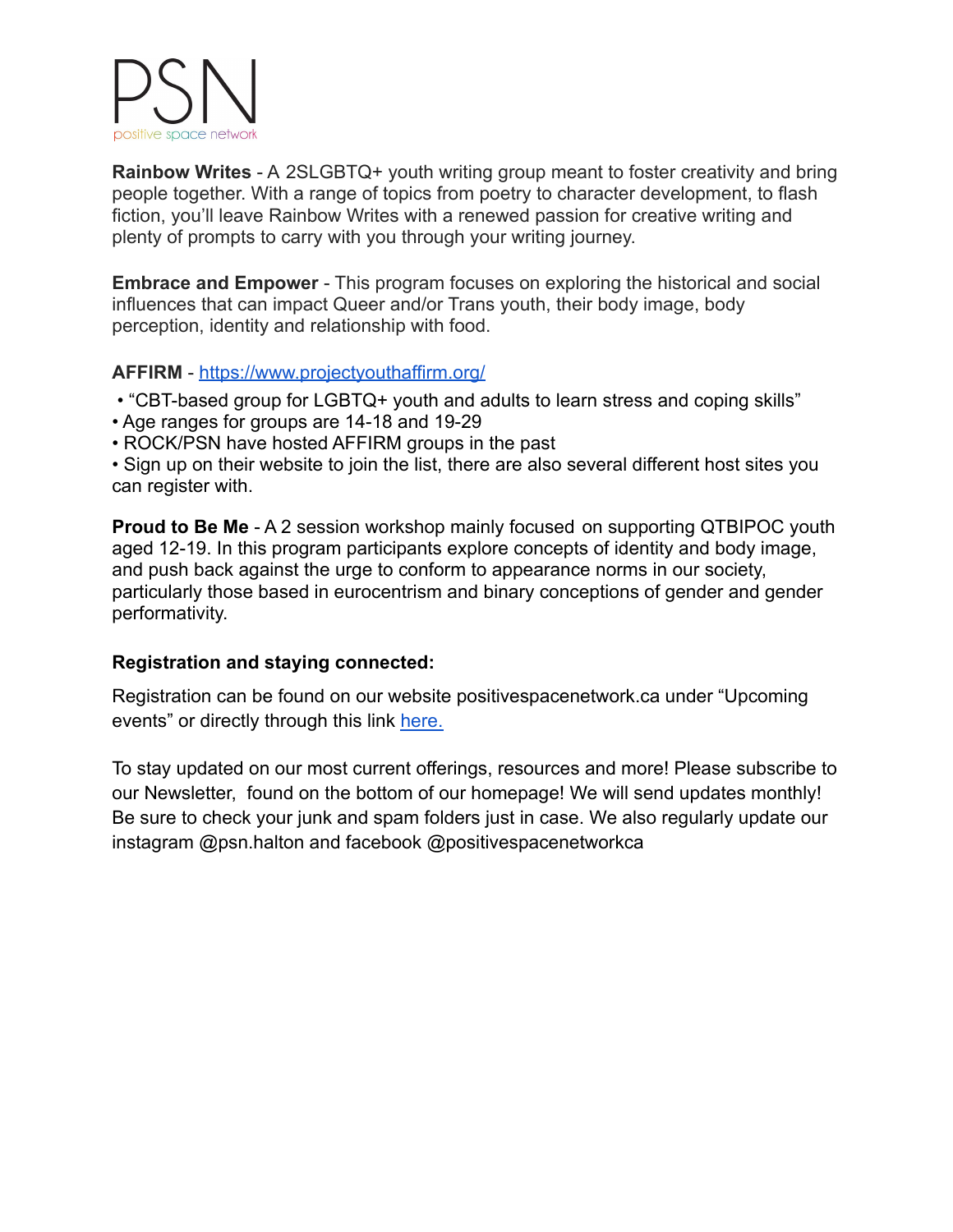PSN
positive space network

**Rainbow Writes** - A 2SLGBTQ+ youth writing group meant to foster creativity and bring people together. With a range of topics from poetry to character development, to flash fiction, you'll leave Rainbow Writes with a renewed passion for creative writing and plenty of prompts to carry with you through your writing journey.

**Embrace and Empower** - This program focuses on exploring the historical and social influences that can impact Queer and/or Trans youth, their body image, body perception, identity and relationship with food.

**AFFIRM** - [https://www.projectyouthaffirm.org/](https://www.projectyouthaffirm.org/)

- "CBT-based group for LGBTQ+ youth and adults to learn stress and coping skills"
- Age ranges for groups are 14-18 and 19-29
- ROCK/PSN have hosted AFFIRM groups in the past
- Sign up on their website to join the list, there are also several different host sites you can register with.

**Proud to Be Me** - A 2 session workshop mainly focused on supporting QTBIPOC youth aged 12-19. In this program participants explore concepts of identity and body image, and push back against the urge to conform to appearance norms in our society, particularly those based in eurocentrism and binary conceptions of gender and gender performativity.

**Registration and staying connected:**

Registration can be found on our website positivespacenetwork.ca under "Upcoming events" or directly through this link here.

To stay updated on our most current offerings, resources and more! Please subscribe to our Newsletter, found on the bottom of our homepage! We will send updates monthly! Be sure to check your junk and spam folders just in case. We also regularly update our instagram @psn.halton and facebook @positivespacenetworkca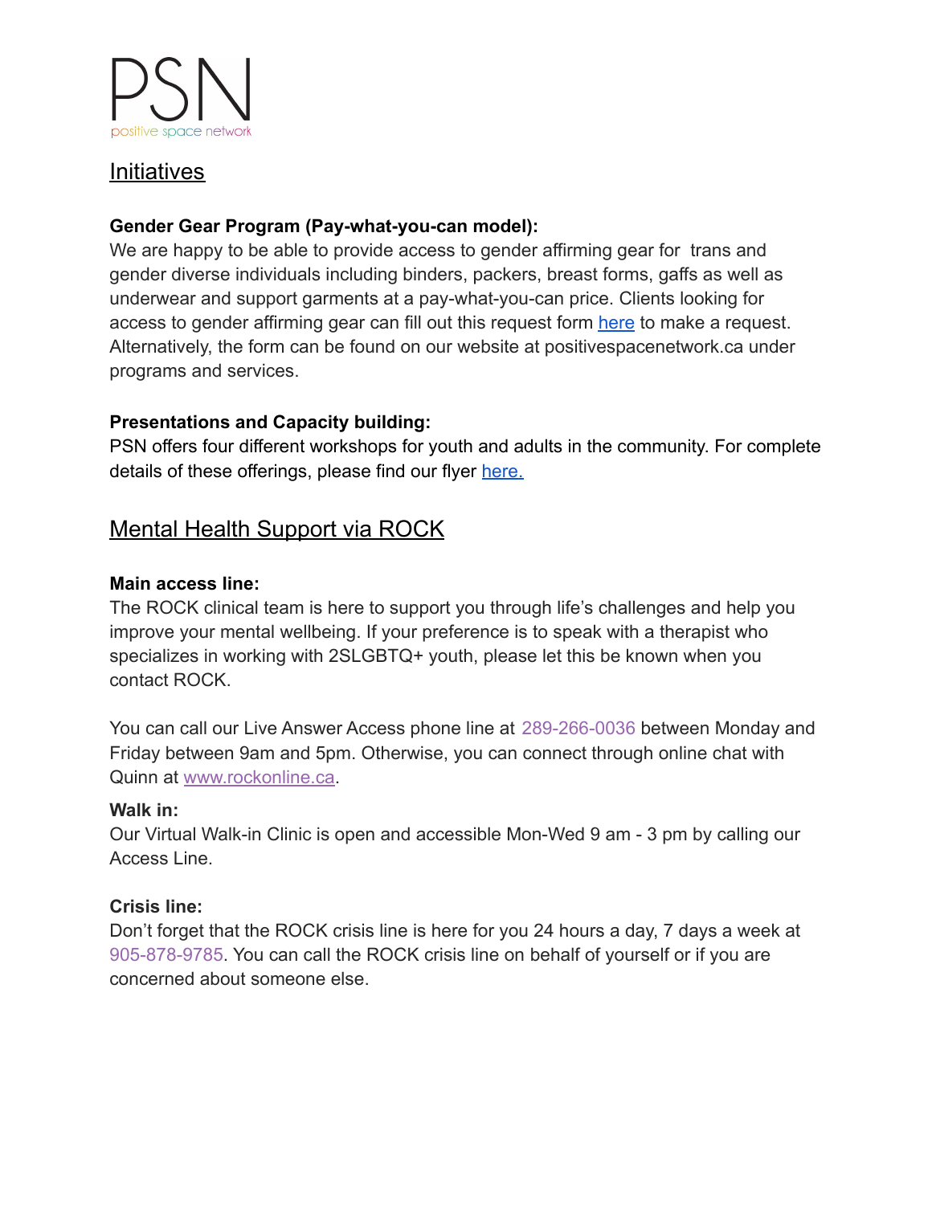PSN
positive space network

## Initiatives

**Gender Gear Program (Pay-what-you-can model):**
We are happy to be able to provide access to gender affirming gear for trans and gender diverse individuals including binders, packers, breast forms, gaffs as well as underwear and support garments at a pay-what-you-can price. Clients looking for access to gender affirming gear can fill out this request form here to make a request. Alternatively, the form can be found on our website at positivespacenetwork.ca under programs and services.

**Presentations and Capacity building:**
PSN offers four different workshops for youth and adults in the community. For complete details of these offerings, please find our flyer here.

## Mental Health Support via ROCK

**Main access line:**
The ROCK clinical team is here to support you through life's challenges and help you improve your mental wellbeing. If your preference is to speak with a therapist who specializes in working with 2SLGBTQ+ youth, please let this be known when you contact ROCK.

You can call our Live Answer Access phone line at 289-266-0036 between Monday and Friday between 9am and 5pm. Otherwise, you can connect through online chat with Quinn at www.rockonline.ca.

**Walk in:**
Our Virtual Walk-in Clinic is open and accessible Mon-Wed 9 am - 3 pm by calling our Access Line.

**Crisis line:**
Don't forget that the ROCK crisis line is here for you 24 hours a day, 7 days a week at 905-878-9785. You can call the ROCK crisis line on behalf of yourself or if you are concerned about someone else.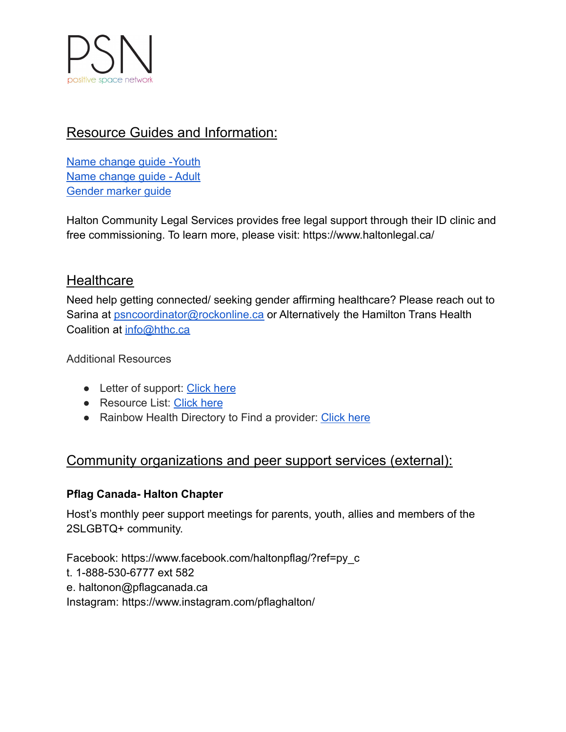# PSN

positive space network

## Resource Guides and Information:

Name change guide -Youth
Name change guide - Adult
Gender marker guide

Halton Community Legal Services provides free legal support through their ID clinic and free commissioning. To learn more, please visit: https://www.haltonlegal.ca/

## Healthcare

Need help getting connected/ seeking gender affirming healthcare? Please reach out to Sarina at psncoordinator@rockonline.ca or Alternatively the Hamilton Trans Health Coalition at info@hthc.ca

Additional Resources

- Letter of support: Click here
- Resource List: Click here
- Rainbow Health Directory to Find a provider: Click here

## Community organizations and peer support services (external):

**Pflag Canada- Halton Chapter**

Host's monthly peer support meetings for parents, youth, allies and members of the 2SLGBTQ+ community.

Facebook: https://www.facebook.com/haltonpflag/?ref=py_c
t. 1-888-530-6777 ext 582
e. haltonon@pflagcanada.ca
Instagram: https://www.instagram.com/pflaghalton/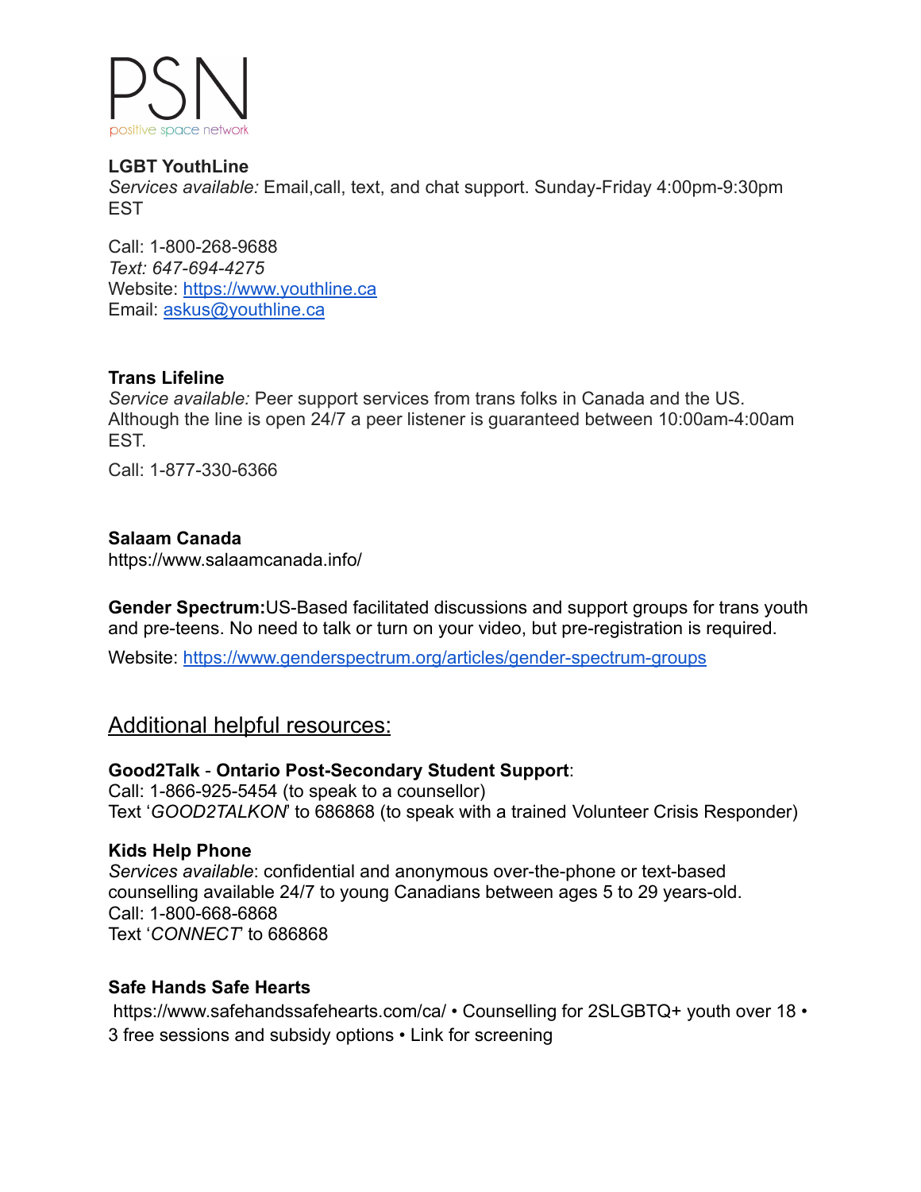**LGBT YouthLine**
*Services available:* Email,call, text, and chat support. Sunday-Friday 4:00pm-9:30pm EST

Call: 1-800-268-9688
*Text: 647-694-4275*
Website: [https://www.youthline.ca](https://www.youthline.ca)
Email: [askus@youthline.ca](mailto:askus@youthline.ca)

**Trans Lifeline**
*Service available:* Peer support services from trans folks in Canada and the US. Although the line is open 24/7 a peer listener is guaranteed between 10:00am-4:00am EST.

Call: 1-877-330-6366

**Salaam Canada**
https://www.salaamcanada.info/

**Gender Spectrum:**US-Based facilitated discussions and support groups for trans youth and pre-teens. No need to talk or turn on your video, but pre-registration is required.

Website: [https://www.genderspectrum.org/articles/gender-spectrum-groups](https://www.genderspectrum.org/articles/gender-spectrum-groups)

## Additional helpful resources:

**Good2Talk** - **Ontario Post-Secondary Student Support**:
Call: 1-866-925-5454 (to speak to a counsellor)
Text '*GOOD2TALKON*' to 686868 (to speak with a trained Volunteer Crisis Responder)

**Kids Help Phone**
*Services available*: confidential and anonymous over-the-phone or text-based counselling available 24/7 to young Canadians between ages 5 to 29 years-old.
Call: 1-800-668-6868
Text '*CONNECT*' to 686868

**Safe Hands Safe Hearts**
https://www.safehandssafehearts.com/ca/ • Counselling for 2SLGBTQ+ youth over 18 • 3 free sessions and subsidy options • Link for screening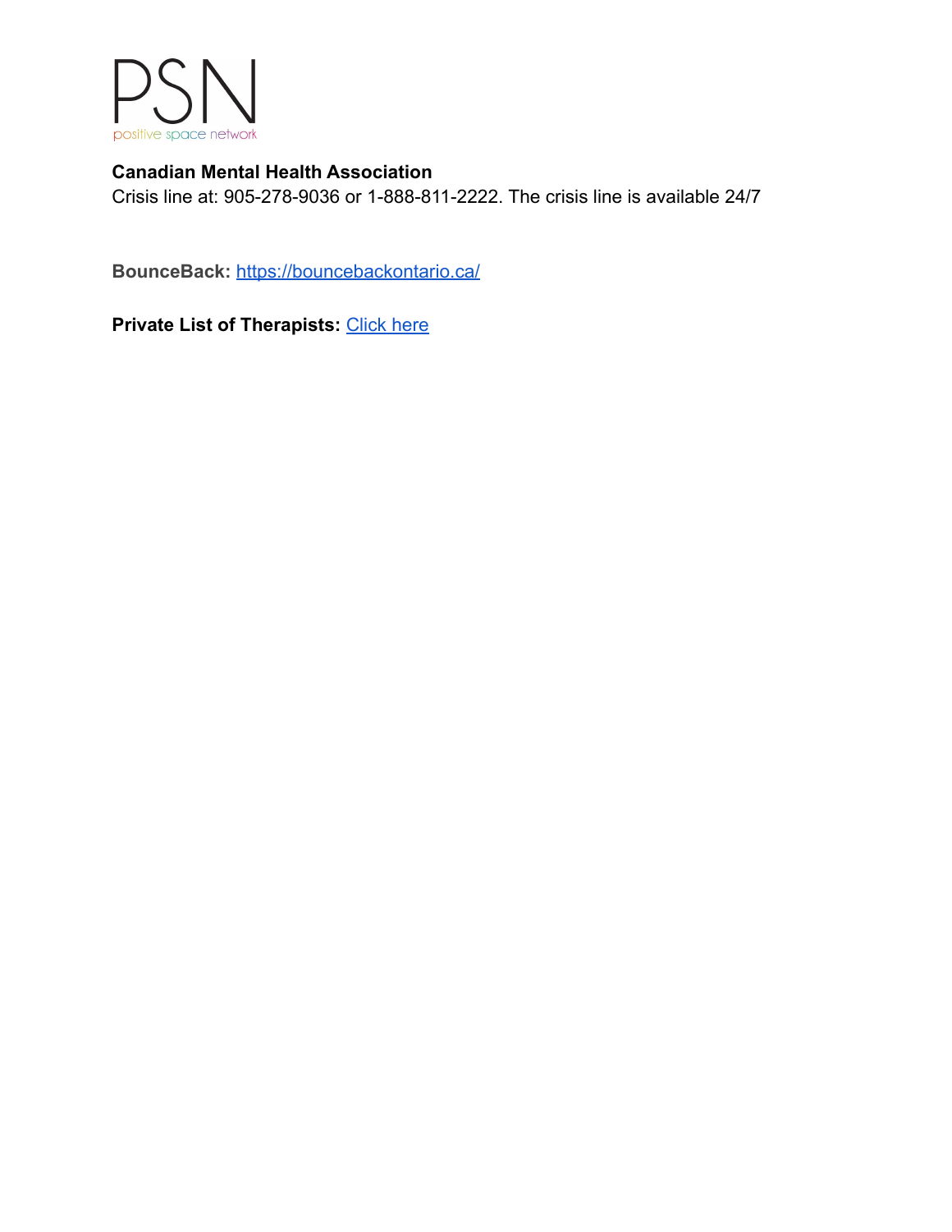PSN
positive space network

**Canadian Mental Health Association**
Crisis line at: 905-278-9036 or 1-888-811-2222. The crisis line is available 24/7

**BounceBack:** [https://bouncebackontario.ca/](https://bouncebackontario.ca/)

**Private List of Therapists:** Click here